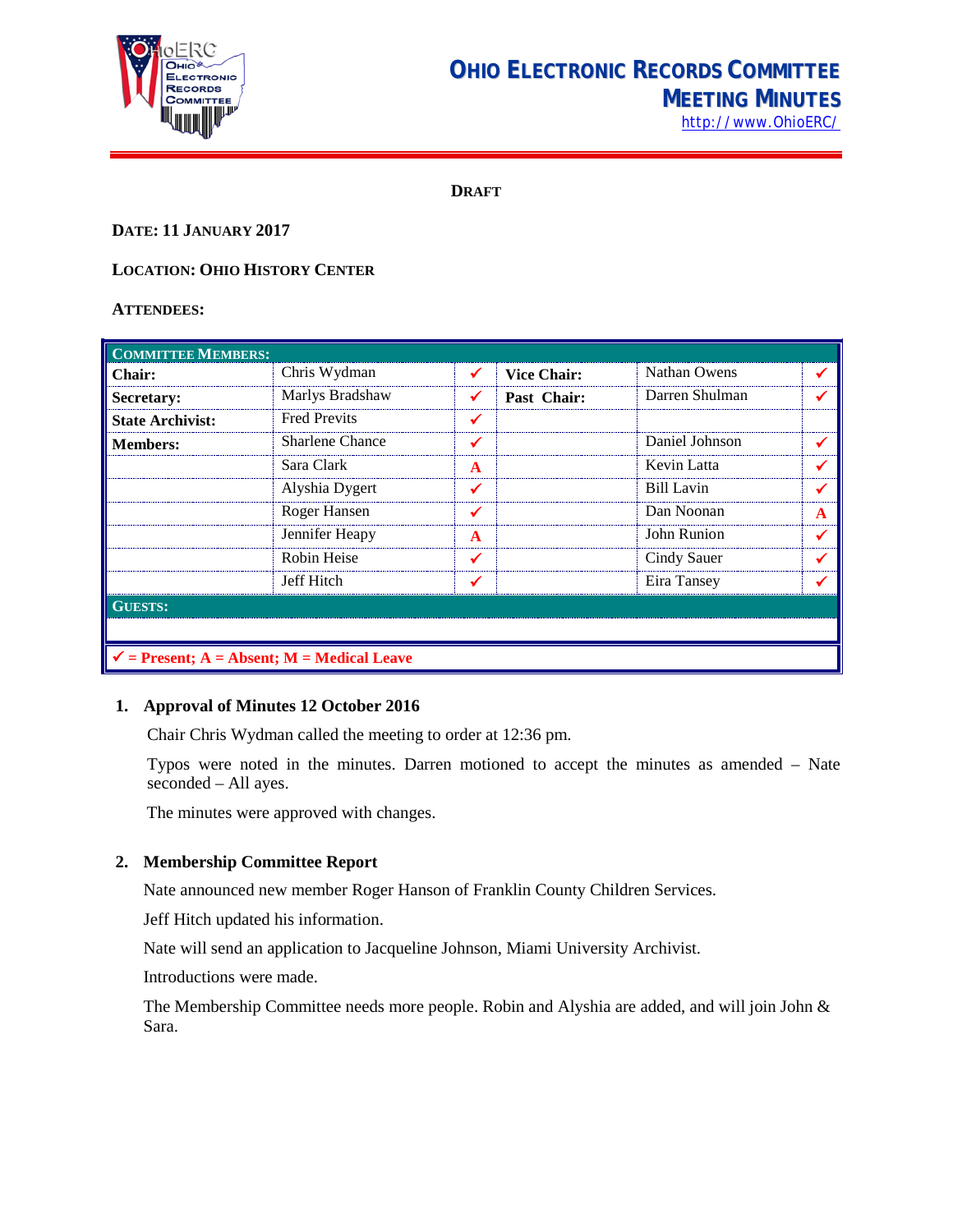# Ohio Electronic Records Committee Meeting Minutes

http://www.OhioERC/

**DRAFT**

**DATE: 11 JANUARY 2017**

**LOCATION: OHIO HISTORY CENTER**

**ATTENDEES:**

| COMMITTEE MEMBERS: | | | | | |
|---|---|---|---|---|---|
| **Chair:** | Chris Wydman | ✓ | **Vice Chair:** | Nathan Owens | ✓ |
| **Secretary:** | Marlys Bradshaw | ✓ | **Past Chair:** | Darren Shulman | ✓ |
| **State Archivist:** | Fred Previts | ✓ | | | |
| **Members:** | Sharlene Chance | ✓ | | Daniel Johnson | ✓ |
| | Sara Clark | A | | Kevin Latta | ✓ |
| | Alyshia Dygert | ✓ | | Bill Lavin | ✓ |
| | Roger Hansen | ✓ | | Dan Noonan | A |
| | Jennifer Heapy | A | | John Runion | ✓ |
| | Robin Heise | ✓ | | Cindy Sauer | ✓ |
| | Jeff Hitch | ✓ | | Eira Tansey | ✓ |
| **GUESTS:** | | | | | |
| | | | | | |

✓ = Present; A = Absent; M = Medical Leave

## 1. Approval of Minutes 12 October 2016

Chair Chris Wydman called the meeting to order at 12:36 pm.

Typos were noted in the minutes. Darren motioned to accept the minutes as amended – Nate seconded – All ayes.

The minutes were approved with changes.

## 2. Membership Committee Report

Nate announced new member Roger Hanson of Franklin County Children Services.

Jeff Hitch updated his information.

Nate will send an application to Jacqueline Johnson, Miami University Archivist.

Introductions were made.

The Membership Committee needs more people. Robin and Alyshia are added, and will join John & Sara.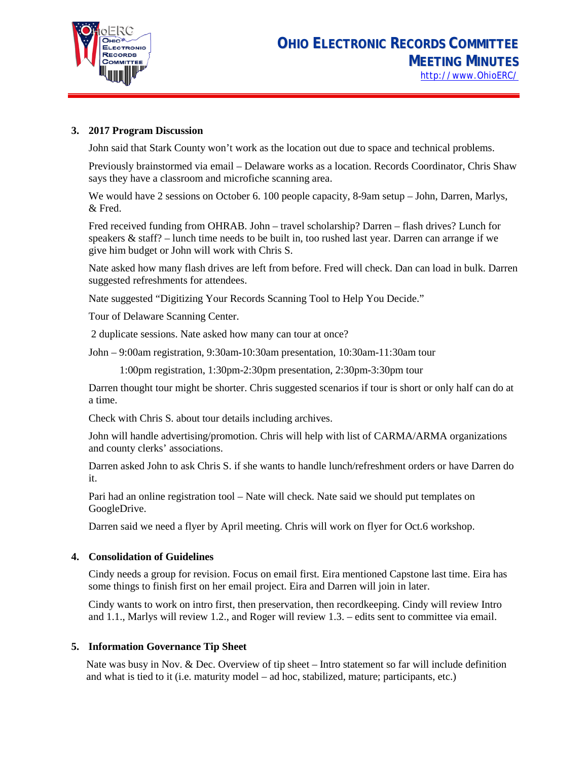### 3. 2017 Program Discussion

John said that Stark County won't work as the location out due to space and technical problems.

Previously brainstormed via email – Delaware works as a location. Records Coordinator, Chris Shaw says they have a classroom and microfiche scanning area.

We would have 2 sessions on October 6. 100 people capacity, 8-9am setup – John, Darren, Marlys, & Fred.

Fred received funding from OHRAB. John – travel scholarship? Darren – flash drives? Lunch for speakers & staff? – lunch time needs to be built in, too rushed last year. Darren can arrange if we give him budget or John will work with Chris S.

Nate asked how many flash drives are left from before. Fred will check. Dan can load in bulk. Darren suggested refreshments for attendees.

Nate suggested "Digitizing Your Records Scanning Tool to Help You Decide."

Tour of Delaware Scanning Center.

2 duplicate sessions. Nate asked how many can tour at once?

John – 9:00am registration, 9:30am-10:30am presentation, 10:30am-11:30am tour

1:00pm registration, 1:30pm-2:30pm presentation, 2:30pm-3:30pm tour

Darren thought tour might be shorter. Chris suggested scenarios if tour is short or only half can do at a time.

Check with Chris S. about tour details including archives.

John will handle advertising/promotion. Chris will help with list of CARMA/ARMA organizations and county clerks' associations.

Darren asked John to ask Chris S. if she wants to handle lunch/refreshment orders or have Darren do it.

Pari had an online registration tool – Nate will check. Nate said we should put templates on GoogleDrive.

Darren said we need a flyer by April meeting. Chris will work on flyer for Oct.6 workshop.

### 4. Consolidation of Guidelines

Cindy needs a group for revision. Focus on email first. Eira mentioned Capstone last time. Eira has some things to finish first on her email project. Eira and Darren will join in later.

Cindy wants to work on intro first, then preservation, then recordkeeping. Cindy will review Intro and 1.1., Marlys will review 1.2., and Roger will review 1.3. – edits sent to committee via email.

### 5. Information Governance Tip Sheet

Nate was busy in Nov. & Dec. Overview of tip sheet – Intro statement so far will include definition and what is tied to it (i.e. maturity model – ad hoc, stabilized, mature; participants, etc.)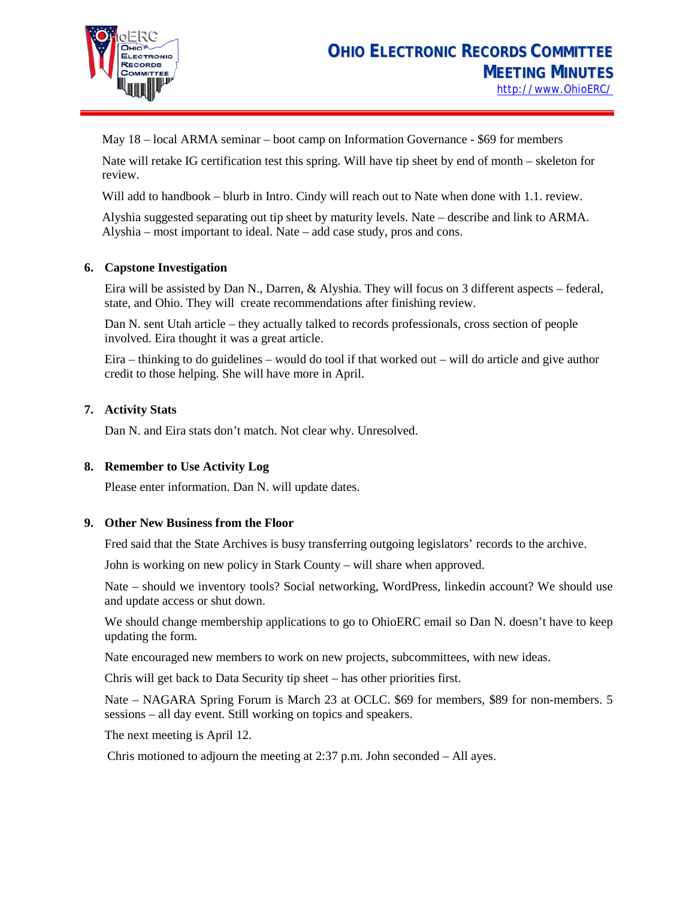May 18 – local ARMA seminar – boot camp on Information Governance - $69 for members

Nate will retake IG certification test this spring. Will have tip sheet by end of month – skeleton for review.

Will add to handbook – blurb in Intro. Cindy will reach out to Nate when done with 1.1. review.

Alyshia suggested separating out tip sheet by maturity levels. Nate – describe and link to ARMA. Alyshia – most important to ideal. Nate – add case study, pros and cons.

**6. Capstone Investigation**

Eira will be assisted by Dan N., Darren, & Alyshia. They will focus on 3 different aspects – federal, state, and Ohio. They will create recommendations after finishing review.

Dan N. sent Utah article – they actually talked to records professionals, cross section of people involved. Eira thought it was a great article.

Eira – thinking to do guidelines – would do tool if that worked out – will do article and give author credit to those helping. She will have more in April.

**7. Activity Stats**

Dan N. and Eira stats don't match. Not clear why. Unresolved.

**8. Remember to Use Activity Log**

Please enter information. Dan N. will update dates.

**9. Other New Business from the Floor**

Fred said that the State Archives is busy transferring outgoing legislators' records to the archive.

John is working on new policy in Stark County – will share when approved.

Nate – should we inventory tools? Social networking, WordPress, linkedin account? We should use and update access or shut down.

We should change membership applications to go to OhioERC email so Dan N. doesn't have to keep updating the form.

Nate encouraged new members to work on new projects, subcommittees, with new ideas.

Chris will get back to Data Security tip sheet – has other priorities first.

Nate – NAGARA Spring Forum is March 23 at OCLC. $69 for members, $89 for non-members. 5 sessions – all day event. Still working on topics and speakers.

The next meeting is April 12.

Chris motioned to adjourn the meeting at 2:37 p.m. John seconded – All ayes.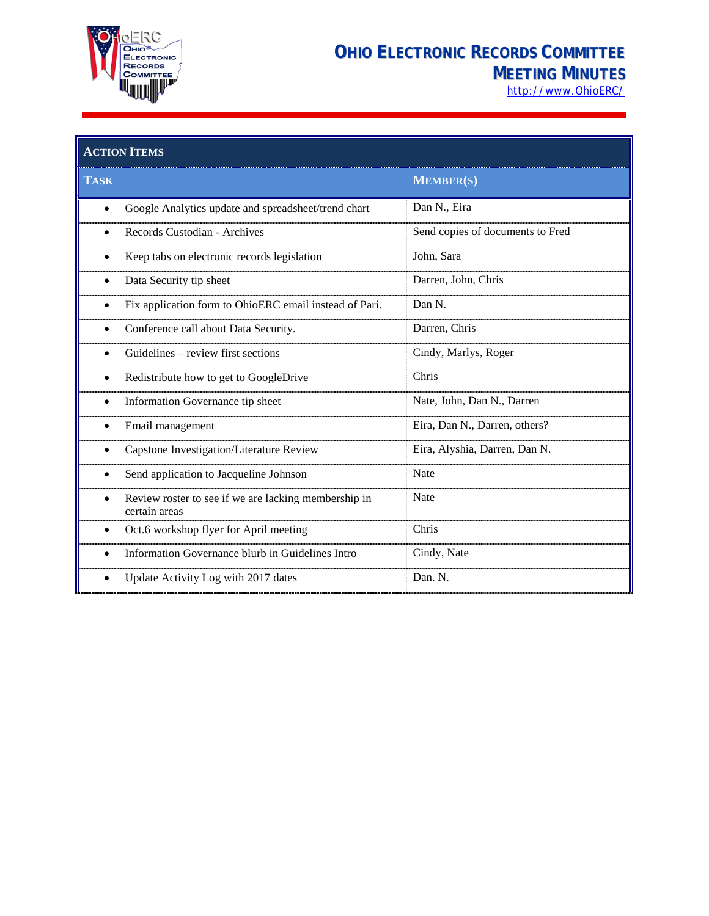## Action Items

| Task | Member(s) |
|---|---|
| • Google Analytics update and spreadsheet/trend chart | Dan N., Eira |
| • Records Custodian - Archives | Send copies of documents to Fred |
| • Keep tabs on electronic records legislation | John, Sara |
| • Data Security tip sheet | Darren, John, Chris |
| • Fix application form to OhioERC email instead of Pari. | Dan N. |
| • Conference call about Data Security. | Darren, Chris |
| • Guidelines – review first sections | Cindy, Marlys, Roger |
| • Redistribute how to get to GoogleDrive | Chris |
| • Information Governance tip sheet | Nate, John, Dan N., Darren |
| • Email management | Eira, Dan N., Darren, others? |
| • Capstone Investigation/Literature Review | Eira, Alyshia, Darren, Dan N. |
| • Send application to Jacqueline Johnson | Nate |
| • Review roster to see if we are lacking membership in certain areas | Nate |
| • Oct.6 workshop flyer for April meeting | Chris |
| • Information Governance blurb in Guidelines Intro | Cindy, Nate |
| • Update Activity Log with 2017 dates | Dan. N. |